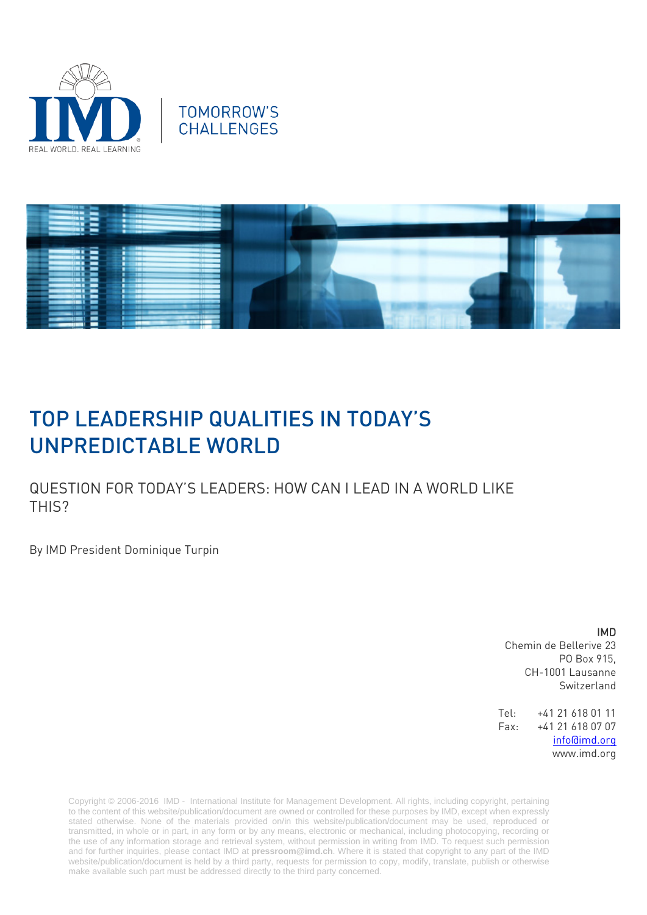IMD

REAL WORLD. REAL LEARNING

TOMORROW'S CHALLENGES

# TOP LEADERSHIP QUALITIES IN TODAY'S UNPREDICTABLE WORLD

## QUESTION FOR TODAY'S LEADERS: HOW CAN I LEAD IN A WORLD LIKE THIS?

By IMD President Dominique Turpin

**IMD**
Chemin de Bellerive 23
PO Box 915,
CH-1001 Lausanne
Switzerland

Tel: +41 21 618 01 11
Fax: +41 21 618 07 07
info@imd.org
www.imd.org

Copyright © 2006-2016 IMD - International Institute for Management Development. All rights, including copyright, pertaining to the content of this website/publication/document are owned or controlled for these purposes by IMD, except when expressly stated otherwise. None of the materials provided on/in this website/publication/document may be used, reproduced or transmitted, in whole or in part, in any form or by any means, electronic or mechanical, including photocopying, recording or the use of any information storage and retrieval system, without permission in writing from IMD. To request such permission and for further inquiries, please contact IMD at **pressroom@imd.ch**. Where it is stated that copyright to any part of the IMD website/publication/document is held by a third party, requests for permission to copy, modify, translate, publish or otherwise make available such part must be addressed directly to the third party concerned.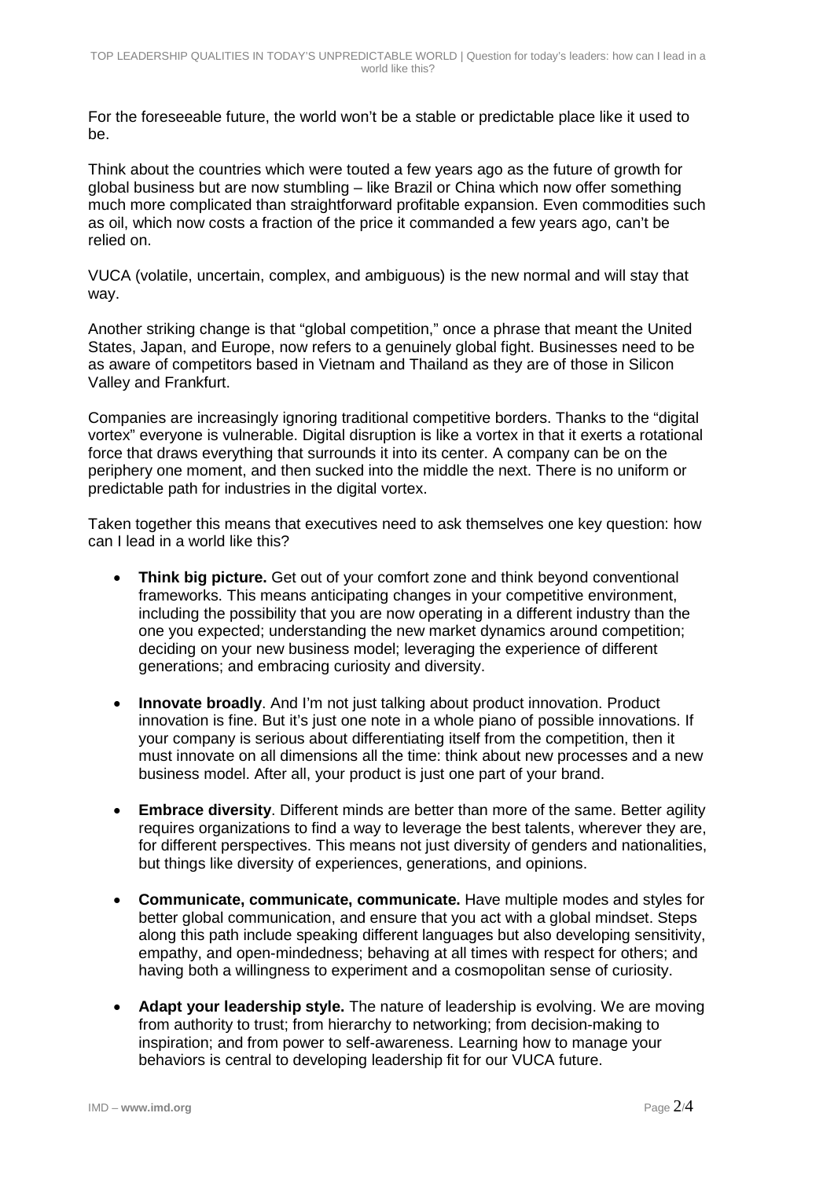For the foreseeable future, the world won't be a stable or predictable place like it used to be.

Think about the countries which were touted a few years ago as the future of growth for global business but are now stumbling – like Brazil or China which now offer something much more complicated than straightforward profitable expansion. Even commodities such as oil, which now costs a fraction of the price it commanded a few years ago, can't be relied on.

VUCA (volatile, uncertain, complex, and ambiguous) is the new normal and will stay that way.

Another striking change is that "global competition," once a phrase that meant the United States, Japan, and Europe, now refers to a genuinely global fight. Businesses need to be as aware of competitors based in Vietnam and Thailand as they are of those in Silicon Valley and Frankfurt.

Companies are increasingly ignoring traditional competitive borders. Thanks to the "digital vortex" everyone is vulnerable. Digital disruption is like a vortex in that it exerts a rotational force that draws everything that surrounds it into its center. A company can be on the periphery one moment, and then sucked into the middle the next. There is no uniform or predictable path for industries in the digital vortex.

Taken together this means that executives need to ask themselves one key question: how can I lead in a world like this?

- **Think big picture.** Get out of your comfort zone and think beyond conventional frameworks. This means anticipating changes in your competitive environment, including the possibility that you are now operating in a different industry than the one you expected; understanding the new market dynamics around competition; deciding on your new business model; leveraging the experience of different generations; and embracing curiosity and diversity.

- **Innovate broadly**. And I'm not just talking about product innovation. Product innovation is fine. But it's just one note in a whole piano of possible innovations. If your company is serious about differentiating itself from the competition, then it must innovate on all dimensions all the time: think about new processes and a new business model. After all, your product is just one part of your brand.

- **Embrace diversity**. Different minds are better than more of the same. Better agility requires organizations to find a way to leverage the best talents, wherever they are, for different perspectives. This means not just diversity of genders and nationalities, but things like diversity of experiences, generations, and opinions.

- **Communicate, communicate, communicate.** Have multiple modes and styles for better global communication, and ensure that you act with a global mindset. Steps along this path include speaking different languages but also developing sensitivity, empathy, and open-mindedness; behaving at all times with respect for others; and having both a willingness to experiment and a cosmopolitan sense of curiosity.

- **Adapt your leadership style.** The nature of leadership is evolving. We are moving from authority to trust; from hierarchy to networking; from decision-making to inspiration; and from power to self-awareness. Learning how to manage your behaviors is central to developing leadership fit for our VUCA future.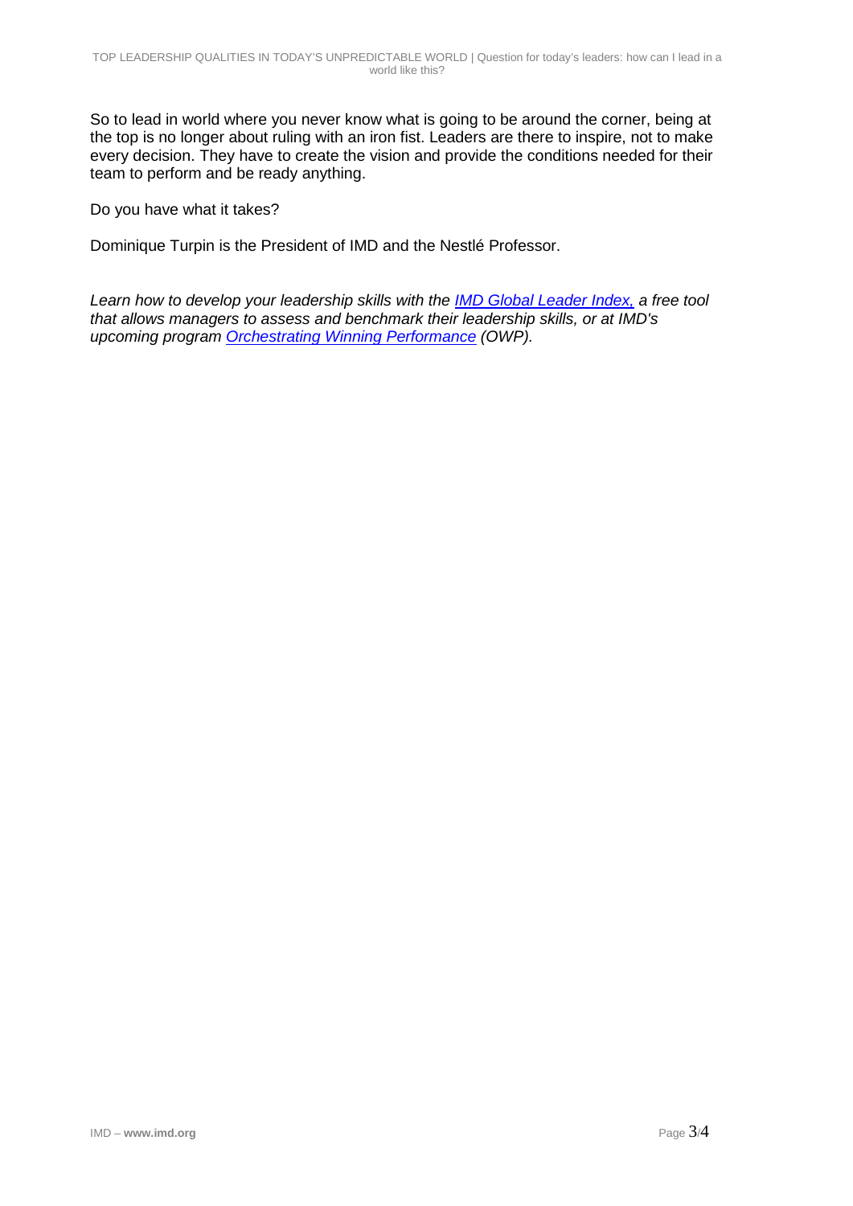So to lead in world where you never know what is going to be around the corner, being at the top is no longer about ruling with an iron fist. Leaders are there to inspire, not to make every decision. They have to create the vision and provide the conditions needed for their team to perform and be ready anything.

Do you have what it takes?

Dominique Turpin is the President of IMD and the Nestlé Professor.

*Learn how to develop your leadership skills with the IMD Global Leader Index, a free tool that allows managers to assess and benchmark their leadership skills, or at IMD's upcoming program Orchestrating Winning Performance (OWP).*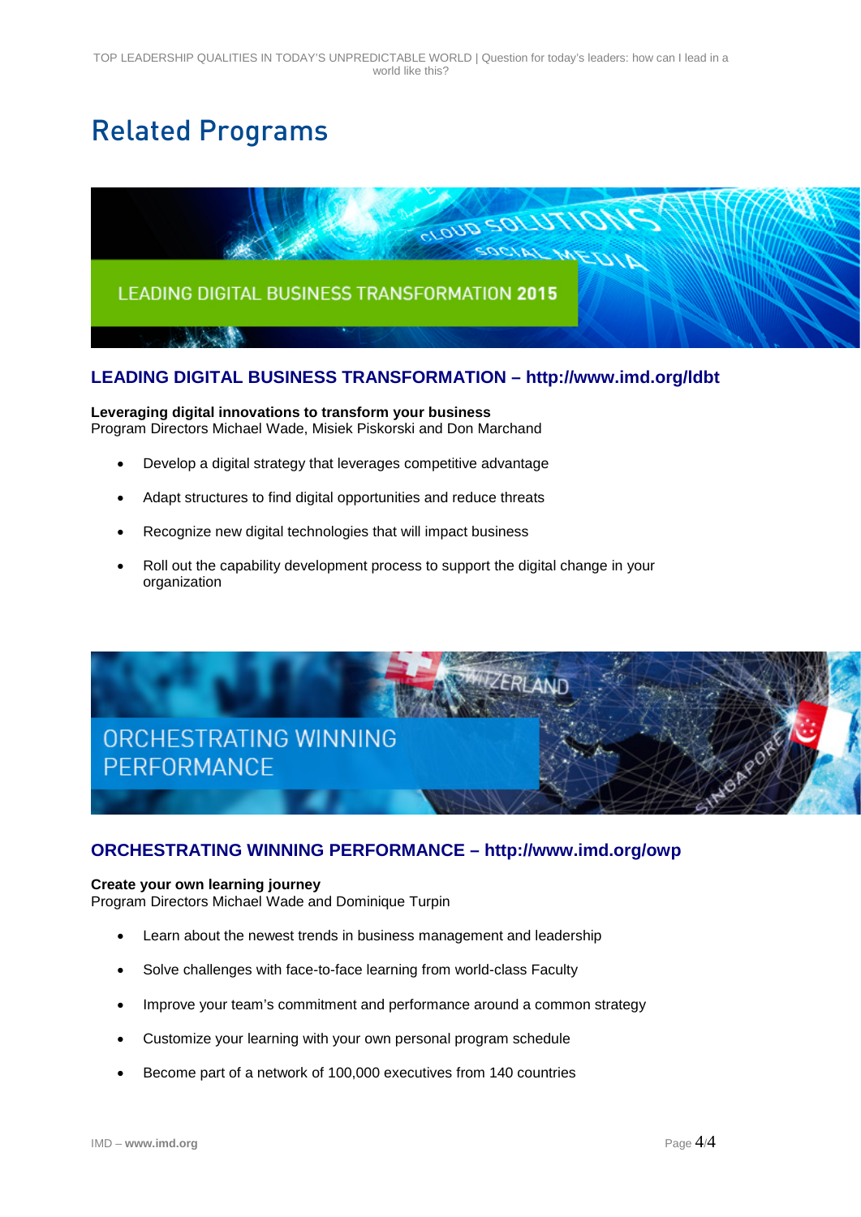# Related Programs

## LEADING DIGITAL BUSINESS TRANSFORMATION – http://www.imd.org/ldbt

**Leveraging digital innovations to transform your business**
Program Directors Michael Wade, Misiek Piskorski and Don Marchand

- Develop a digital strategy that leverages competitive advantage
- Adapt structures to find digital opportunities and reduce threats
- Recognize new digital technologies that will impact business
- Roll out the capability development process to support the digital change in your organization

## ORCHESTRATING WINNING PERFORMANCE – http://www.imd.org/owp

**Create your own learning journey**
Program Directors Michael Wade and Dominique Turpin

- Learn about the newest trends in business management and leadership
- Solve challenges with face-to-face learning from world-class Faculty
- Improve your team's commitment and performance around a common strategy
- Customize your learning with your own personal program schedule
- Become part of a network of 100,000 executives from 140 countries